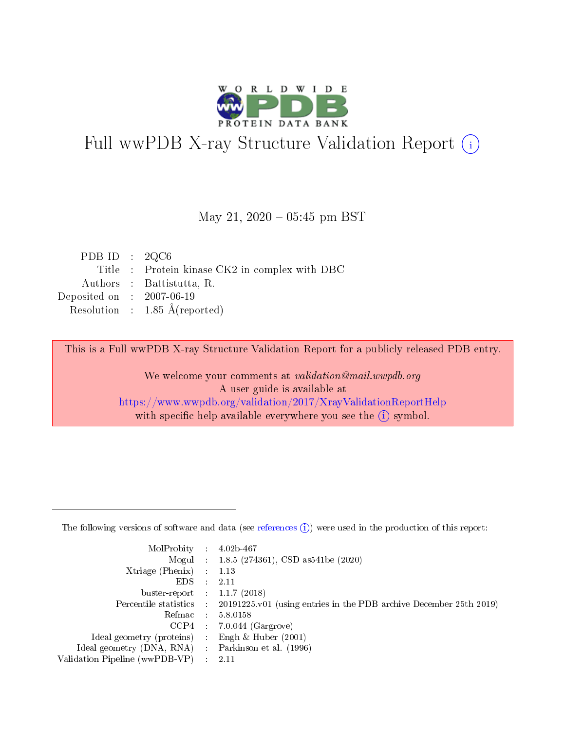# Full wwPDB X-ray Structure Validation Report (i)

May 21, 2020 – 05:45 pm BST

| | | |
|---|---|---|
| PDB ID | : | 2QC6 |
| Title | : | Protein kinase CK2 in complex with DBC |
| Authors | : | Battistutta, R. |
| Deposited on | : | 2007-06-19 |
| Resolution | : | 1.85 Å(reported) |

This is a Full wwPDB X-ray Structure Validation Report for a publicly released PDB entry.

We welcome your comments at *validation@mail.wwpdb.org*
A user guide is available at
https://www.wwpdb.org/validation/2017/XrayValidationReportHelp
with specific help available everywhere you see the (i) symbol.

---

The following versions of software and data (see references (i)) were used in the production of this report:

| | | |
|---|---|---|
| MolProbity | : | 4.02b-467 |
| Mogul | : | 1.8.5 (274361), CSD as541be (2020) |
| Xtriage (Phenix) | : | 1.13 |
| EDS | : | 2.11 |
| buster-report | : | 1.1.7 (2018) |
| Percentile statistics | : | 20191225.v01 (using entries in the PDB archive December 25th 2019) |
| Refmac | : | 5.8.0158 |
| CCP4 | : | 7.0.044 (Gargrove) |
| Ideal geometry (proteins) | : | Engh & Huber (2001) |
| Ideal geometry (DNA, RNA) | : | Parkinson et al. (1996) |
| Validation Pipeline (wwPDB-VP) | : | 2.11 |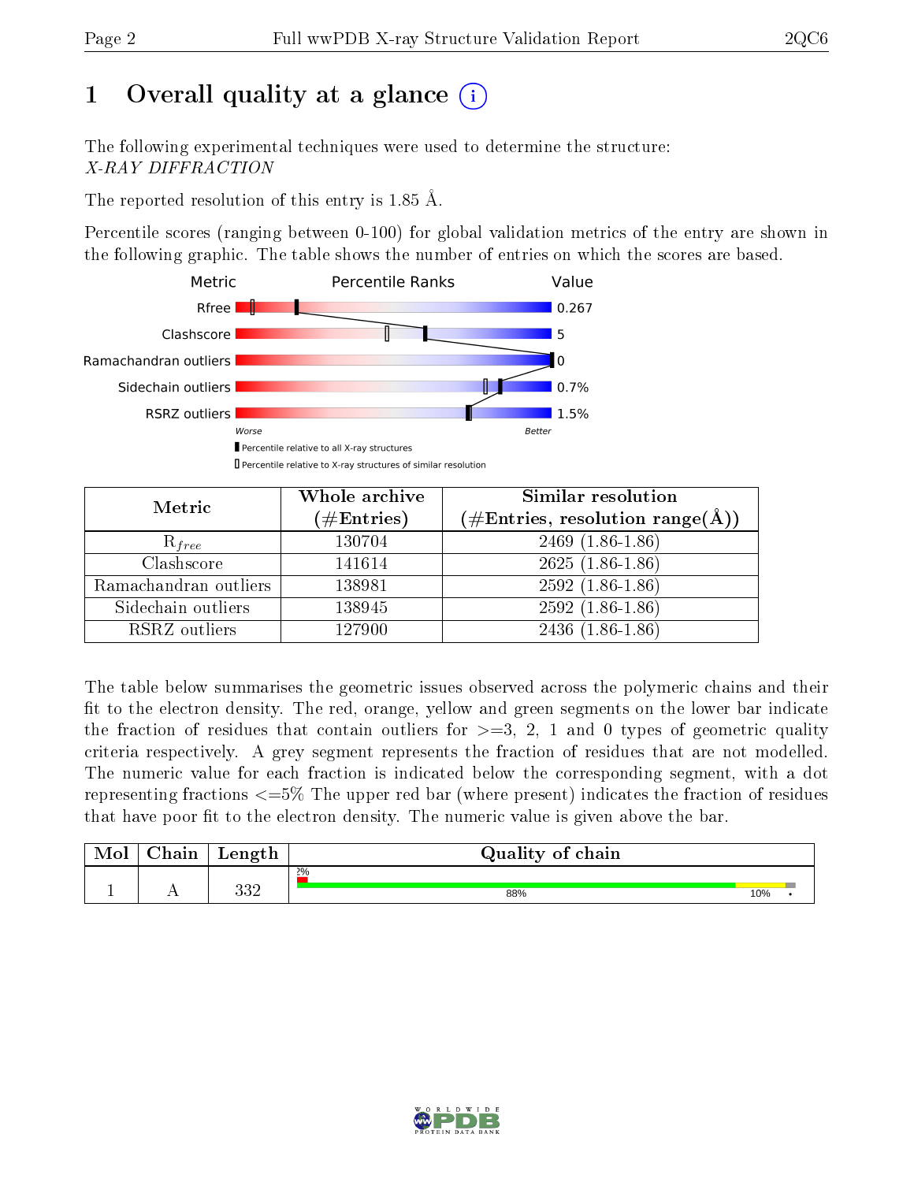# 1 Overall quality at a glance (i)

The following experimental techniques were used to determine the structure:
*X-RAY DIFFRACTION*

The reported resolution of this entry is 1.85 Å.

Percentile scores (ranging between 0-100) for global validation metrics of the entry are shown in the following graphic. The table shows the number of entries on which the scores are based.

| Metric | Value |
|---|---|
| Rfree | 0.267 |
| Clashscore | 5 |
| Ramachandran outliers | 0 |
| Sidechain outliers | 0.7% |
| RSRZ outliers | 1.5% |

Worse — Better

▮ Percentile relative to all X-ray structures

▯ Percentile relative to X-ray structures of similar resolution

| Metric | Whole archive (#Entries) | Similar resolution (#Entries, resolution range(Å)) |
|---|---|---|
| $R_{free}$ | 130704 | 2469 (1.86-1.86) |
| Clashscore | 141614 | 2625 (1.86-1.86) |
| Ramachandran outliers | 138981 | 2592 (1.86-1.86) |
| Sidechain outliers | 138945 | 2592 (1.86-1.86) |
| RSRZ outliers | 127900 | 2436 (1.86-1.86) |

The table below summarises the geometric issues observed across the polymeric chains and their fit to the electron density. The red, orange, yellow and green segments on the lower bar indicate the fraction of residues that contain outliers for >=3, 2, 1 and 0 types of geometric quality criteria respectively. A grey segment represents the fraction of residues that are not modelled. The numeric value for each fraction is indicated below the corresponding segment, with a dot representing fractions <=5% The upper red bar (where present) indicates the fraction of residues that have poor fit to the electron density. The numeric value is given above the bar.

| Mol | Chain | Length | Quality of chain |
|---|---|---|---|
| 1 | A | 332 | 2% / 88% / 10% / • |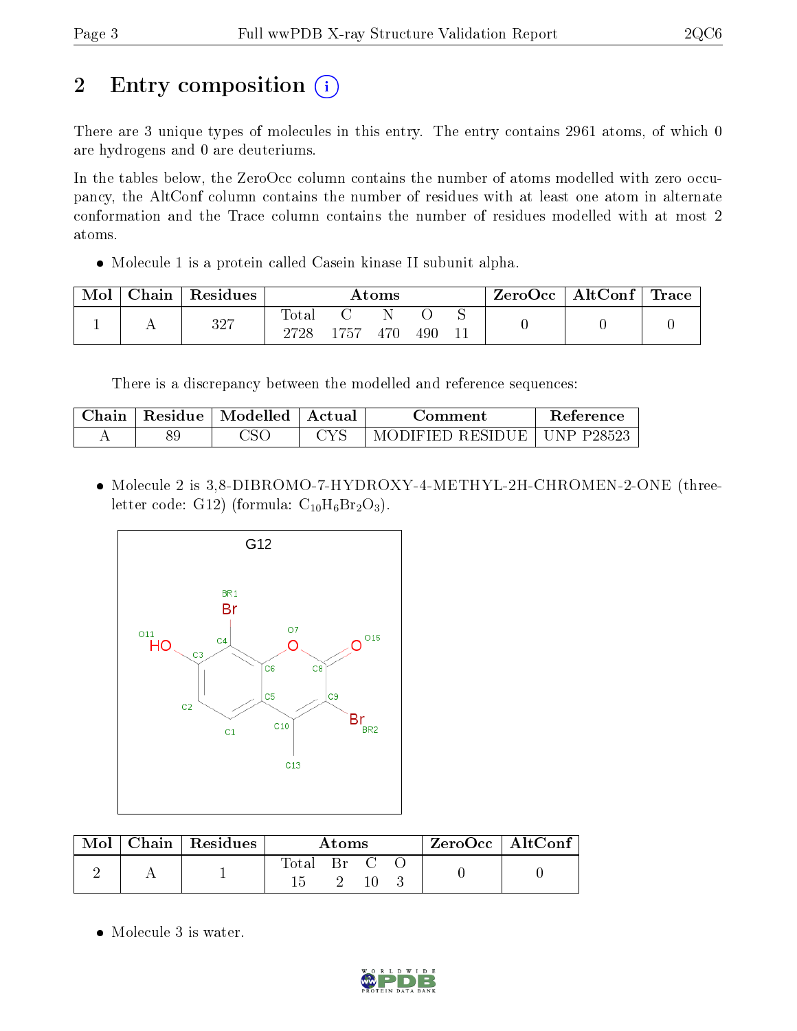## 2 Entry composition

There are 3 unique types of molecules in this entry. The entry contains 2961 atoms, of which 0 are hydrogens and 0 are deuteriums.

In the tables below, the ZeroOcc column contains the number of atoms modelled with zero occupancy, the AltConf column contains the number of residues with at least one atom in alternate conformation and the Trace column contains the number of residues modelled with at most 2 atoms.

- Molecule 1 is a protein called Casein kinase II subunit alpha.

| Mol | Chain | Residues | Atoms | | | | | ZeroOcc | AltConf | Trace |
|---|---|---|---|---|---|---|---|---|---|---|
| 1 | A | 327 | Total 2728 | C 1757 | N 470 | O 490 | S 11 | 0 | 0 | 0 |

There is a discrepancy between the modelled and reference sequences:

| Chain | Residue | Modelled | Actual | Comment | Reference |
|---|---|---|---|---|---|
| A | 89 | CSO | CYS | MODIFIED RESIDUE | UNP P28523 |

- Molecule 2 is 3,8-DIBROMO-7-HYDROXY-4-METHYL-2H-CHROMEN-2-ONE (three-letter code: G12) (formula: $C_{10}H_6Br_2O_3$).

| Mol | Chain | Residues | Atoms | | | | ZeroOcc | AltConf |
|---|---|---|---|---|---|---|---|---|
| 2 | A | 1 | Total 15 | Br 2 | C 10 | O 3 | 0 | 0 |

- Molecule 3 is water.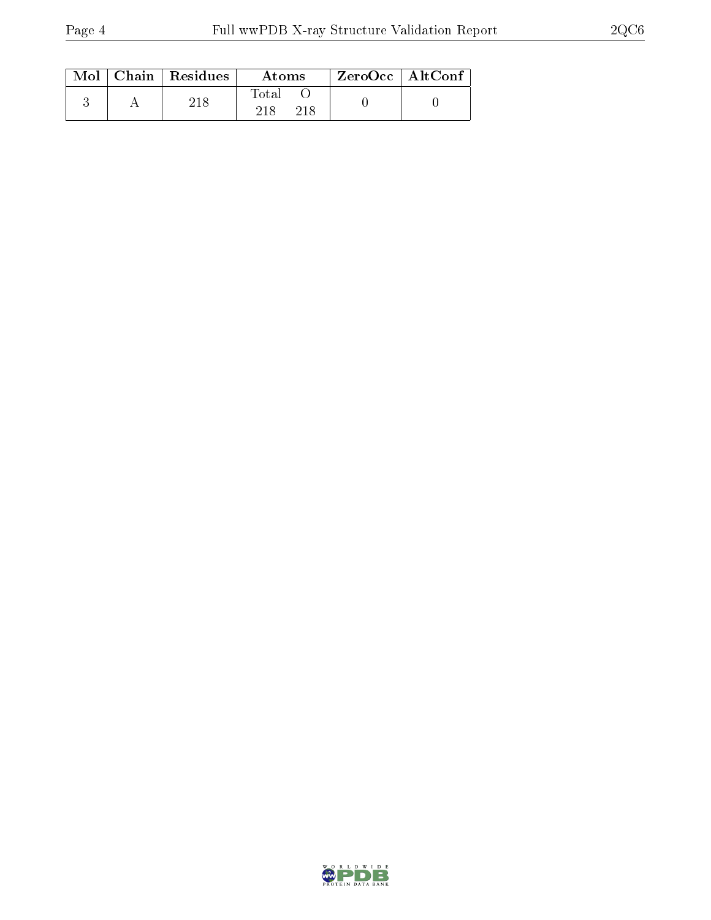| Mol | Chain | Residues | Atoms | | ZeroOcc | AltConf |
|---|---|---|---|---|---|---|
| | | | Total | O | | |
| 3 | A | 218 | 218 | 218 | 0 | 0 |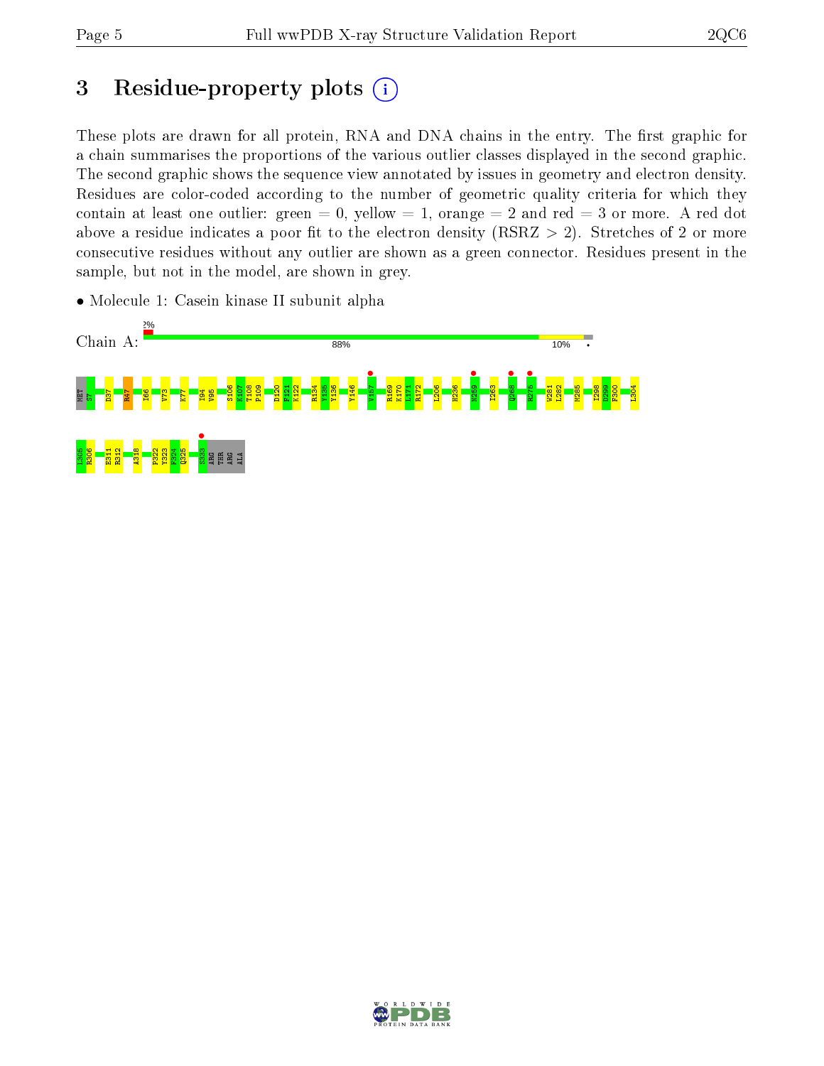# 3 Residue-property plots

These plots are drawn for all protein, RNA and DNA chains in the entry. The first graphic for a chain summarises the proportions of the various outlier classes displayed in the second graphic. The second graphic shows the sequence view annotated by issues in geometry and electron density. Residues are color-coded according to the number of geometric quality criteria for which they contain at least one outlier: green = 0, yellow = 1, orange = 2 and red = 3 or more. A red dot above a residue indicates a poor fit to the electron density (RSRZ > 2). Stretches of 2 or more consecutive residues without any outlier are shown as a green connector. Residues present in the sample, but not in the model, are shown in grey.

- Molecule 1: Casein kinase II subunit alpha

Chain A: 2% | 88% | 10% | •

MET S7 D37 R47 I66 V73 K77 I94 V95 S106 K107 T108 P109 D120 F121 K122 R134 Y135 Y136 Y146 V157 R169 K170 L171 R172 L206 H236 N259 I263 Q268 R275 W281 L282 M285 I298 D299 F300 L304 L305 R306 E311 R312 A318 P322 Y323 F324 Q325 S333 ARG THR ARG ALA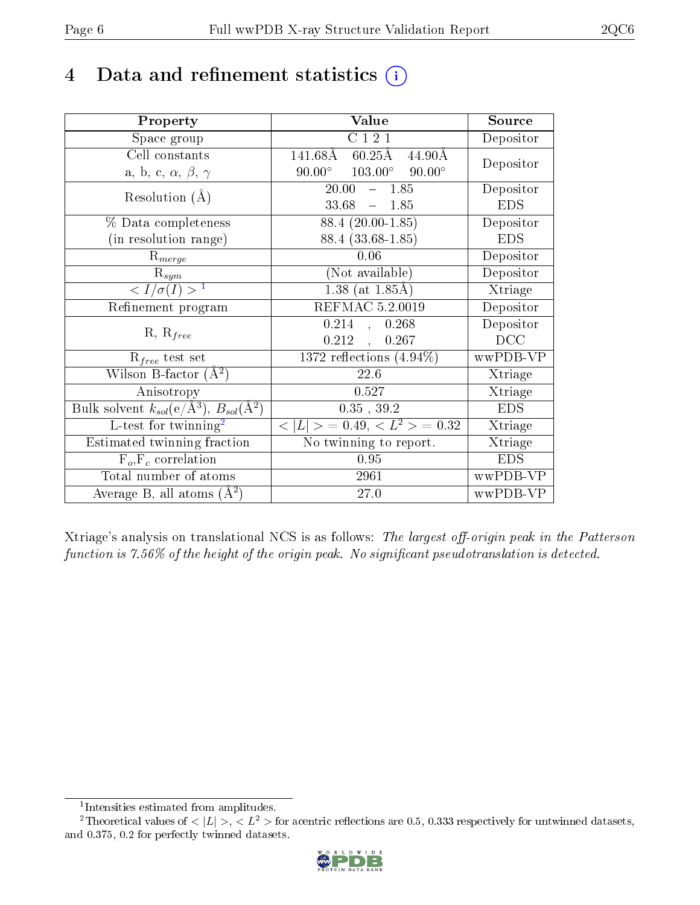# 4 Data and refinement statistics (i)

| Property | Value | Source |
|---|---|---|
| Space group | C 1 2 1 | Depositor |
| Cell constants<br>a, b, c, $\alpha$, $\beta$, $\gamma$ | 141.68Å 60.25Å 44.90Å<br>90.00° 103.00° 90.00° | Depositor |
| Resolution (Å) | 20.00 – 1.85<br>33.68 – 1.85 | Depositor<br>EDS |
| % Data completeness<br>(in resolution range) | 88.4 (20.00-1.85)<br>88.4 (33.68-1.85) | Depositor<br>EDS |
| $R_{merge}$ | 0.06 | Depositor |
| $R_{sym}$ | (Not available) | Depositor |
| $< I/\sigma(I) >$ [1] | 1.38 (at 1.85Å) | Xtriage |
| Refinement program | REFMAC 5.2.0019 | Depositor |
| R, $R_{free}$ | 0.214 , 0.268<br>0.212 , 0.267 | Depositor<br>DCC |
| $R_{free}$ test set | 1372 reflections (4.94%) | wwPDB-VP |
| Wilson B-factor (Å$^2$) | 22.6 | Xtriage |
| Anisotropy | 0.527 | Xtriage |
| Bulk solvent $k_{sol}$(e/Å$^3$), $B_{sol}$(Å$^2$) | 0.35 , 39.2 | EDS |
| L-test for twinning[2] | $< \|L\| >$ = 0.49, $< L^2 >$ = 0.32 | Xtriage |
| Estimated twinning fraction | No twinning to report. | Xtriage |
| $F_o$,$F_c$ correlation | 0.95 | EDS |
| Total number of atoms | 2961 | wwPDB-VP |
| Average B, all atoms (Å$^2$) | 27.0 | wwPDB-VP |

Xtriage's analysis on translational NCS is as follows: *The largest off-origin peak in the Patterson function is 7.56% of the height of the origin peak. No significant pseudotranslation is detected.*

[1] Intensities estimated from amplitudes.

[2] Theoretical values of $< |L| >$, $< L^2 >$ for acentric reflections are 0.5, 0.333 respectively for untwinned datasets, and 0.375, 0.2 for perfectly twinned datasets.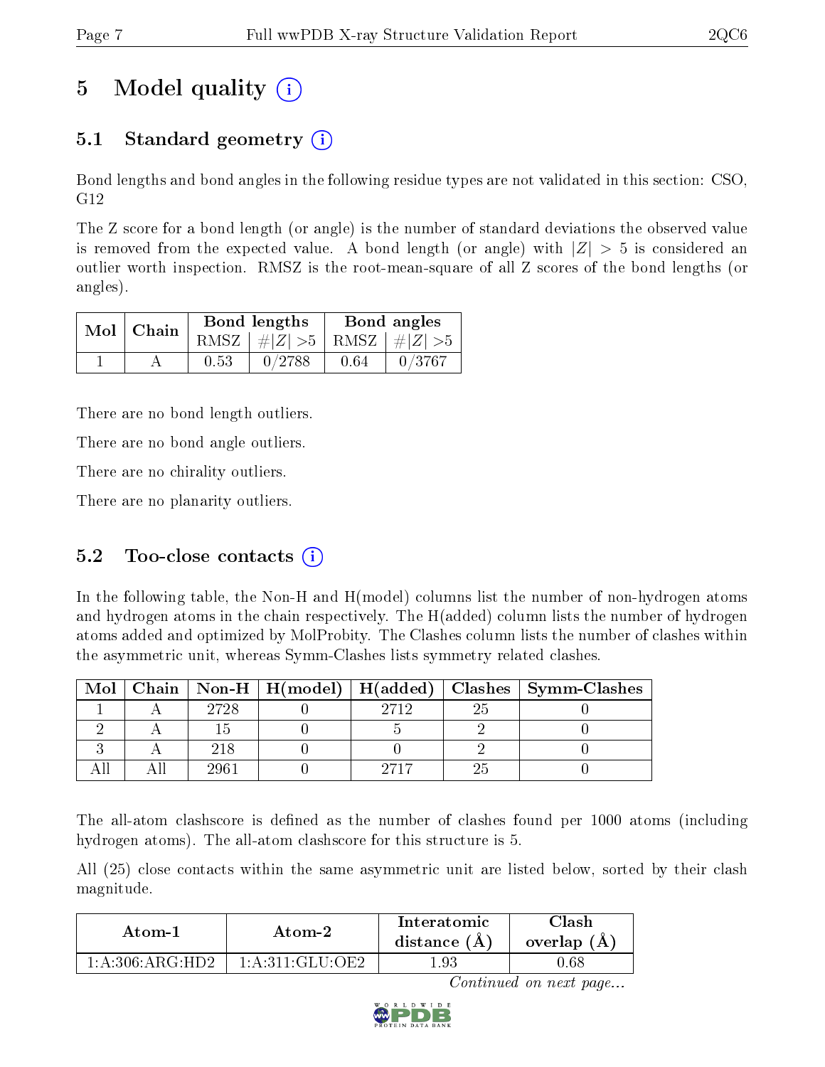# 5 Model quality (i)

## 5.1 Standard geometry (i)

Bond lengths and bond angles in the following residue types are not validated in this section: CSO, G12

The Z score for a bond length (or angle) is the number of standard deviations the observed value is removed from the expected value. A bond length (or angle) with $|Z| > 5$ is considered an outlier worth inspection. RMSZ is the root-mean-square of all Z scores of the bond lengths (or angles).

| Mol | Chain | Bond lengths | | Bond angles | |
|---|---|---|---|---|---|
| | | RMSZ | $\#\|Z\| > 5$ | RMSZ | $\#\|Z\| > 5$ |
| 1 | A | 0.53 | 0/2788 | 0.64 | 0/3767 |

There are no bond length outliers.

There are no bond angle outliers.

There are no chirality outliers.

There are no planarity outliers.

## 5.2 Too-close contacts (i)

In the following table, the Non-H and H(model) columns list the number of non-hydrogen atoms and hydrogen atoms in the chain respectively. The H(added) column lists the number of hydrogen atoms added and optimized by MolProbity. The Clashes column lists the number of clashes within the asymmetric unit, whereas Symm-Clashes lists symmetry related clashes.

| Mol | Chain | Non-H | H(model) | H(added) | Clashes | Symm-Clashes |
|---|---|---|---|---|---|---|
| 1 | A | 2728 | 0 | 2712 | 25 | 0 |
| 2 | A | 15 | 0 | 5 | 2 | 0 |
| 3 | A | 218 | 0 | 0 | 2 | 0 |
| All | All | 2961 | 0 | 2717 | 25 | 0 |

The all-atom clashscore is defined as the number of clashes found per 1000 atoms (including hydrogen atoms). The all-atom clashscore for this structure is 5.

All (25) close contacts within the same asymmetric unit are listed below, sorted by their clash magnitude.

| Atom-1 | Atom-2 | Interatomic distance (Å) | Clash overlap (Å) |
|---|---|---|---|
| 1:A:306:ARG:HD2 | 1:A:311:GLU:OE2 | 1.93 | 0.68 |

*Continued on next page...*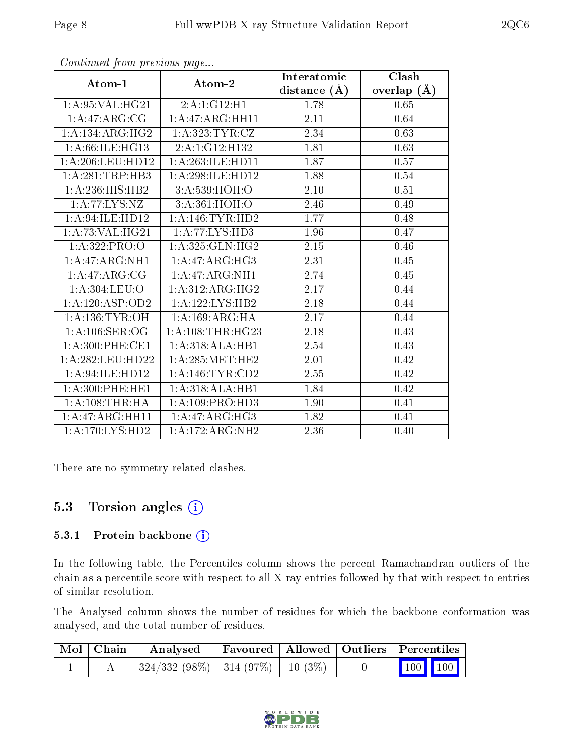*Continued from previous page...*

| Atom-1 | Atom-2 | Interatomic distance (Å) | Clash overlap (Å) |
|---|---|---|---|
| 1:A:95:VAL:HG21 | 2:A:1:G12:H1 | 1.78 | 0.65 |
| 1:A:47:ARG:CG | 1:A:47:ARG:HH11 | 2.11 | 0.64 |
| 1:A:134:ARG:HG2 | 1:A:323:TYR:CZ | 2.34 | 0.63 |
| 1:A:66:ILE:HG13 | 2:A:1:G12:H132 | 1.81 | 0.63 |
| 1:A:206:LEU:HD12 | 1:A:263:ILE:HD11 | 1.87 | 0.57 |
| 1:A:281:TRP:HB3 | 1:A:298:ILE:HD12 | 1.88 | 0.54 |
| 1:A:236:HIS:HB2 | 3:A:539:HOH:O | 2.10 | 0.51 |
| 1:A:77:LYS:NZ | 3:A:361:HOH:O | 2.46 | 0.49 |
| 1:A:94:ILE:HD12 | 1:A:146:TYR:HD2 | 1.77 | 0.48 |
| 1:A:73:VAL:HG21 | 1:A:77:LYS:HD3 | 1.96 | 0.47 |
| 1:A:322:PRO:O | 1:A:325:GLN:HG2 | 2.15 | 0.46 |
| 1:A:47:ARG:NH1 | 1:A:47:ARG:HG3 | 2.31 | 0.45 |
| 1:A:47:ARG:CG | 1:A:47:ARG:NH1 | 2.74 | 0.45 |
| 1:A:304:LEU:O | 1:A:312:ARG:HG2 | 2.17 | 0.44 |
| 1:A:120:ASP:OD2 | 1:A:122:LYS:HB2 | 2.18 | 0.44 |
| 1:A:136:TYR:OH | 1:A:169:ARG:HA | 2.17 | 0.44 |
| 1:A:106:SER:OG | 1:A:108:THR:HG23 | 2.18 | 0.43 |
| 1:A:300:PHE:CE1 | 1:A:318:ALA:HB1 | 2.54 | 0.43 |
| 1:A:282:LEU:HD22 | 1:A:285:MET:HE2 | 2.01 | 0.42 |
| 1:A:94:ILE:HD12 | 1:A:146:TYR:CD2 | 2.55 | 0.42 |
| 1:A:300:PHE:HE1 | 1:A:318:ALA:HB1 | 1.84 | 0.42 |
| 1:A:108:THR:HA | 1:A:109:PRO:HD3 | 1.90 | 0.41 |
| 1:A:47:ARG:HH11 | 1:A:47:ARG:HG3 | 1.82 | 0.41 |
| 1:A:170:LYS:HD2 | 1:A:172:ARG:NH2 | 2.36 | 0.40 |

There are no symmetry-related clashes.

## 5.3 Torsion angles

### 5.3.1 Protein backbone

In the following table, the Percentiles column shows the percent Ramachandran outliers of the chain as a percentile score with respect to all X-ray entries followed by that with respect to entries of similar resolution.

The Analysed column shows the number of residues for which the backbone conformation was analysed, and the total number of residues.

| Mol | Chain | Analysed | Favoured | Allowed | Outliers | Percentiles | |
|---|---|---|---|---|---|---|---|
| 1 | A | 324/332 (98%) | 314 (97%) | 10 (3%) | 0 | 100 | 100 |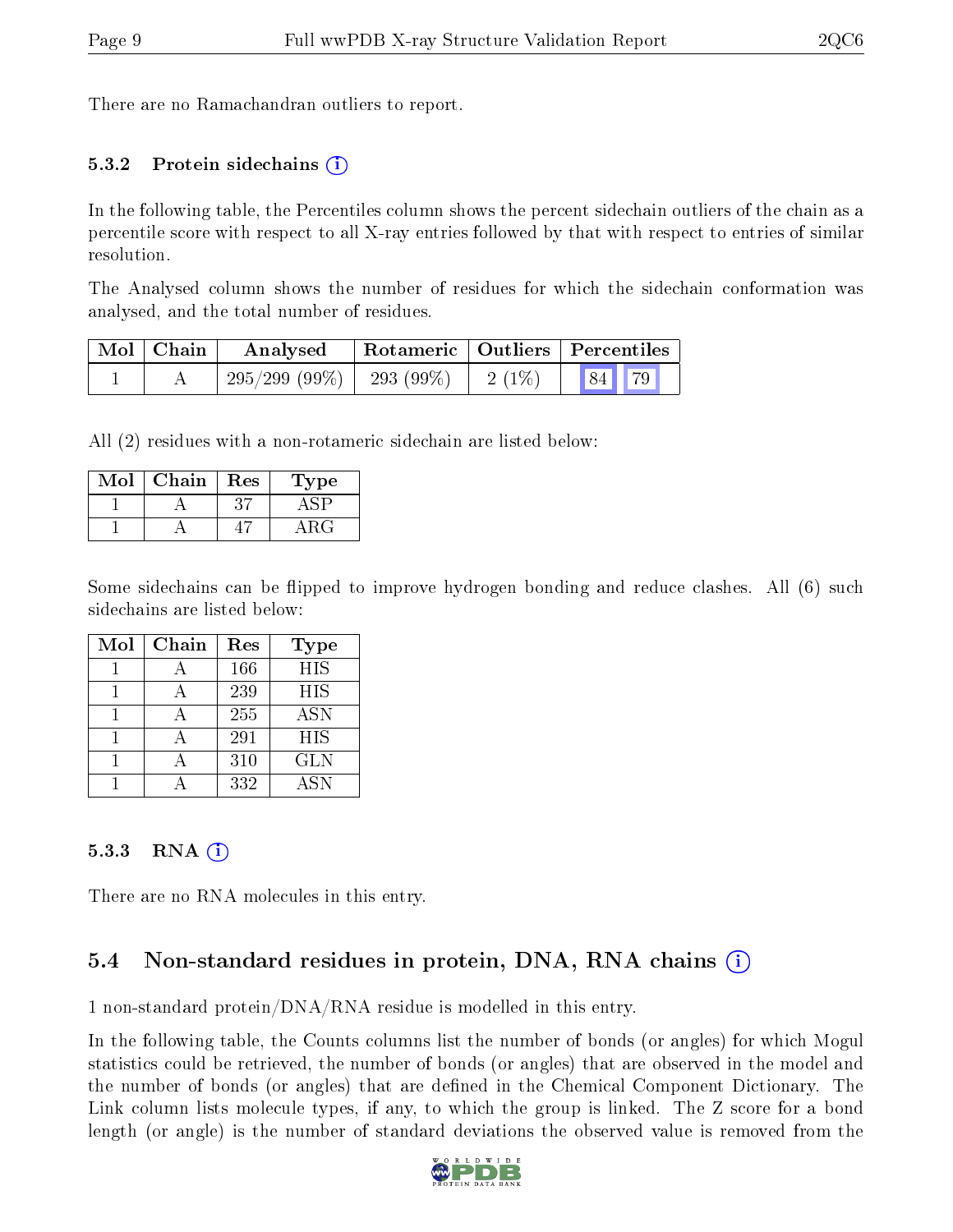There are no Ramachandran outliers to report.

### 5.3.2 Protein sidechains (i)

In the following table, the Percentiles column shows the percent sidechain outliers of the chain as a percentile score with respect to all X-ray entries followed by that with respect to entries of similar resolution.

The Analysed column shows the number of residues for which the sidechain conformation was analysed, and the total number of residues.

| Mol | Chain | Analysed | Rotameric | Outliers | Percentiles |
|---|---|---|---|---|---|
| 1 | A | 295/299 (99%) | 293 (99%) | 2 (1%) | 84 79 |

All (2) residues with a non-rotameric sidechain are listed below:

| Mol | Chain | Res | Type |
|---|---|---|---|
| 1 | A | 37 | ASP |
| 1 | A | 47 | ARG |

Some sidechains can be flipped to improve hydrogen bonding and reduce clashes. All (6) such sidechains are listed below:

| Mol | Chain | Res | Type |
|---|---|---|---|
| 1 | A | 166 | HIS |
| 1 | A | 239 | HIS |
| 1 | A | 255 | ASN |
| 1 | A | 291 | HIS |
| 1 | A | 310 | GLN |
| 1 | A | 332 | ASN |

### 5.3.3 RNA (i)

There are no RNA molecules in this entry.

## 5.4 Non-standard residues in protein, DNA, RNA chains (i)

1 non-standard protein/DNA/RNA residue is modelled in this entry.

In the following table, the Counts columns list the number of bonds (or angles) for which Mogul statistics could be retrieved, the number of bonds (or angles) that are observed in the model and the number of bonds (or angles) that are defined in the Chemical Component Dictionary. The Link column lists molecule types, if any, to which the group is linked. The Z score for a bond length (or angle) is the number of standard deviations the observed value is removed from the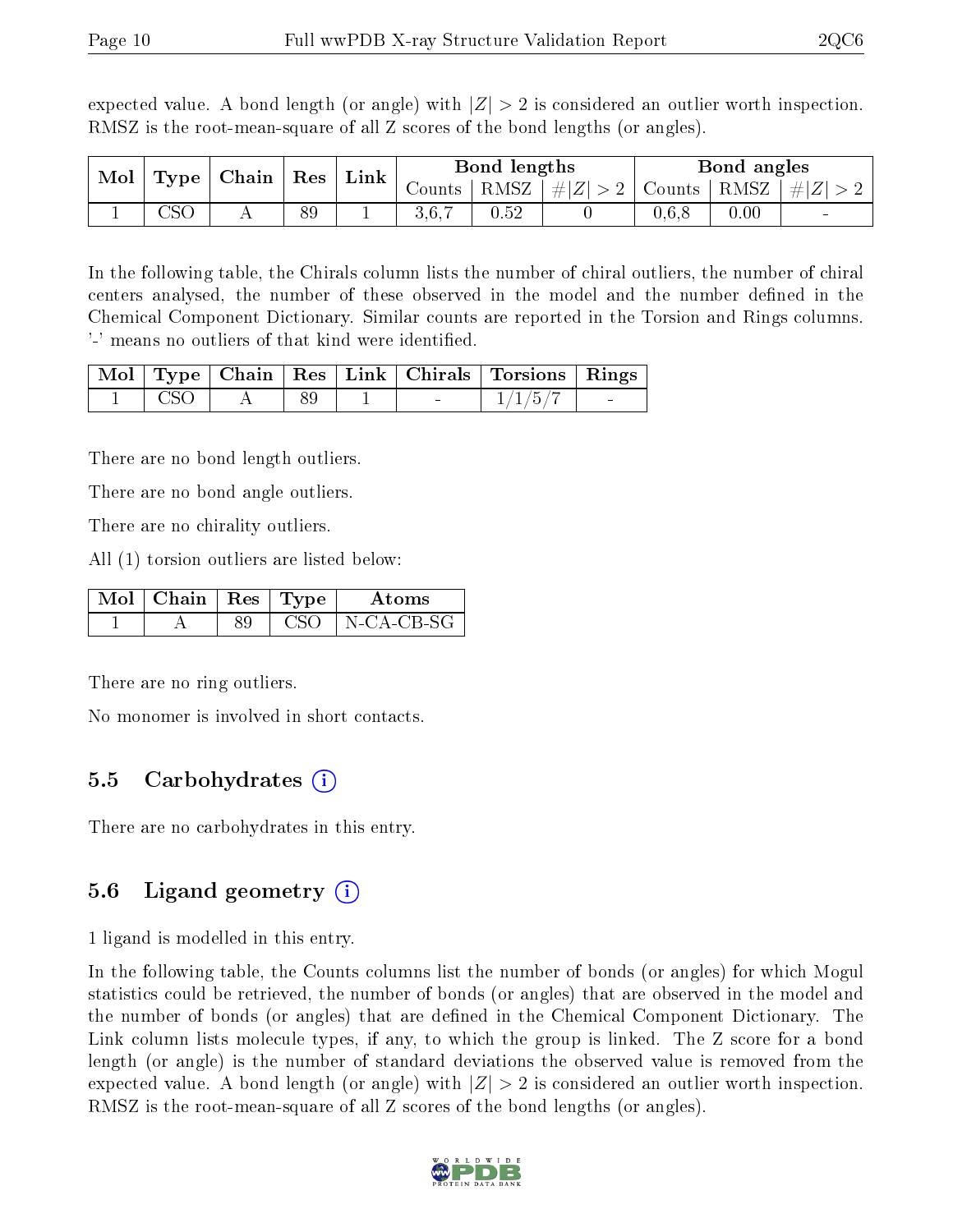expected value. A bond length (or angle) with $|Z| > 2$ is considered an outlier worth inspection. RMSZ is the root-mean-square of all Z scores of the bond lengths (or angles).

| Mol | Type | Chain | Res | Link | Bond lengths | | | Bond angles | | |
|---|---|---|---|---|---|---|---|---|---|---|
| | | | | | Counts | RMSZ | $\#|Z| > 2$ | Counts | RMSZ | $\#|Z| > 2$ |
| 1 | CSO | A | 89 | 1 | 3,6,7 | 0.52 | 0 | 0,6,8 | 0.00 | - |

In the following table, the Chirals column lists the number of chiral outliers, the number of chiral centers analysed, the number of these observed in the model and the number defined in the Chemical Component Dictionary. Similar counts are reported in the Torsion and Rings columns. '-' means no outliers of that kind were identified.

| Mol | Type | Chain | Res | Link | Chirals | Torsions | Rings |
|---|---|---|---|---|---|---|---|
| 1 | CSO | A | 89 | 1 | - | 1/1/5/7 | - |

There are no bond length outliers.

There are no bond angle outliers.

There are no chirality outliers.

All (1) torsion outliers are listed below:

| Mol | Chain | Res | Type | Atoms |
|---|---|---|---|---|
| 1 | A | 89 | CSO | N-CA-CB-SG |

There are no ring outliers.

No monomer is involved in short contacts.

### 5.5 Carbohydrates

There are no carbohydrates in this entry.

### 5.6 Ligand geometry

1 ligand is modelled in this entry.

In the following table, the Counts columns list the number of bonds (or angles) for which Mogul statistics could be retrieved, the number of bonds (or angles) that are observed in the model and the number of bonds (or angles) that are defined in the Chemical Component Dictionary. The Link column lists molecule types, if any, to which the group is linked. The Z score for a bond length (or angle) is the number of standard deviations the observed value is removed from the expected value. A bond length (or angle) with $|Z| > 2$ is considered an outlier worth inspection. RMSZ is the root-mean-square of all Z scores of the bond lengths (or angles).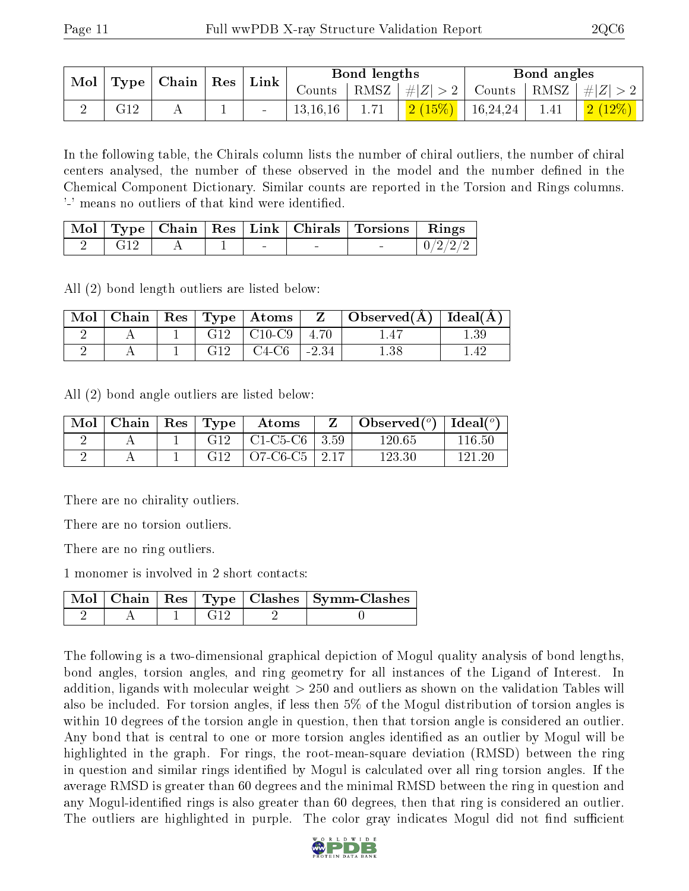| Mol | Type | Chain | Res | Link | Bond lengths | | | Bond angles | | |
|---|---|---|---|---|---|---|---|---|---|---|
| | | | | | Counts | RMSZ | #\|Z\| > 2 | Counts | RMSZ | #\|Z\| > 2 |
| 2 | G12 | A | 1 | - | 13,16,16 | 1.71 | 2 (15%) | 16,24,24 | 1.41 | 2 (12%) |

In the following table, the Chirals column lists the number of chiral outliers, the number of chiral centers analysed, the number of these observed in the model and the number defined in the Chemical Component Dictionary. Similar counts are reported in the Torsion and Rings columns. '-' means no outliers of that kind were identified.

| Mol | Type | Chain | Res | Link | Chirals | Torsions | Rings |
|---|---|---|---|---|---|---|---|
| 2 | G12 | A | 1 | - | - | - | 0/2/2/2 |

All (2) bond length outliers are listed below:

| Mol | Chain | Res | Type | Atoms | Z | Observed(Å) | Ideal(Å) |
|---|---|---|---|---|---|---|---|
| 2 | A | 1 | G12 | C10-C9 | 4.70 | 1.47 | 1.39 |
| 2 | A | 1 | G12 | C4-C6 | -2.34 | 1.38 | 1.42 |

All (2) bond angle outliers are listed below:

| Mol | Chain | Res | Type | Atoms | Z | Observed(°) | Ideal(°) |
|---|---|---|---|---|---|---|---|
| 2 | A | 1 | G12 | C1-C5-C6 | 3.59 | 120.65 | 116.50 |
| 2 | A | 1 | G12 | O7-C6-C5 | 2.17 | 123.30 | 121.20 |

There are no chirality outliers.

There are no torsion outliers.

There are no ring outliers.

1 monomer is involved in 2 short contacts:

| Mol | Chain | Res | Type | Clashes | Symm-Clashes |
|---|---|---|---|---|---|
| 2 | A | 1 | G12 | 2 | 0 |

The following is a two-dimensional graphical depiction of Mogul quality analysis of bond lengths, bond angles, torsion angles, and ring geometry for all instances of the Ligand of Interest. In addition, ligands with molecular weight > 250 and outliers as shown on the validation Tables will also be included. For torsion angles, if less then 5% of the Mogul distribution of torsion angles is within 10 degrees of the torsion angle in question, then that torsion angle is considered an outlier. Any bond that is central to one or more torsion angles identified as an outlier by Mogul will be highlighted in the graph. For rings, the root-mean-square deviation (RMSD) between the ring in question and similar rings identified by Mogul is calculated over all ring torsion angles. If the average RMSD is greater than 60 degrees and the minimal RMSD between the ring in question and any Mogul-identified rings is also greater than 60 degrees, then that ring is considered an outlier. The outliers are highlighted in purple. The color gray indicates Mogul did not find sufficient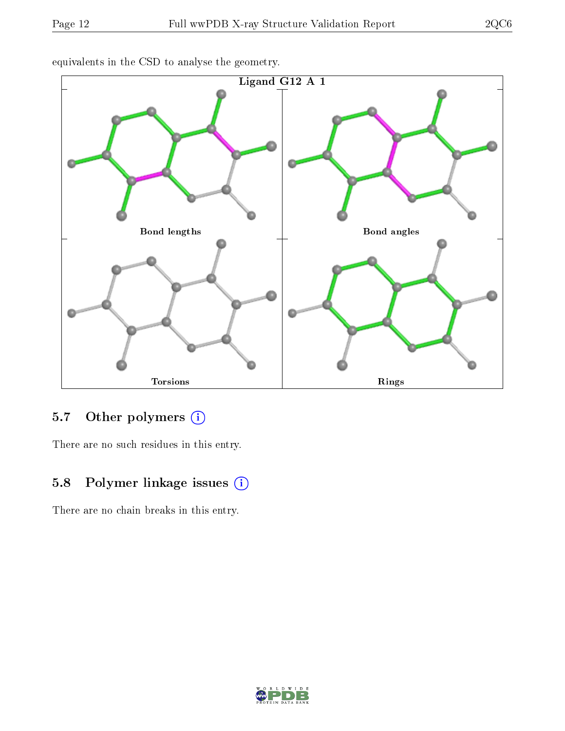equivalents in the CSD to analyse the geometry.

Ligand G12 A 1

Bond lengths

Bond angles

Torsions

Rings

### 5.7 Other polymers

There are no such residues in this entry.

### 5.8 Polymer linkage issues

There are no chain breaks in this entry.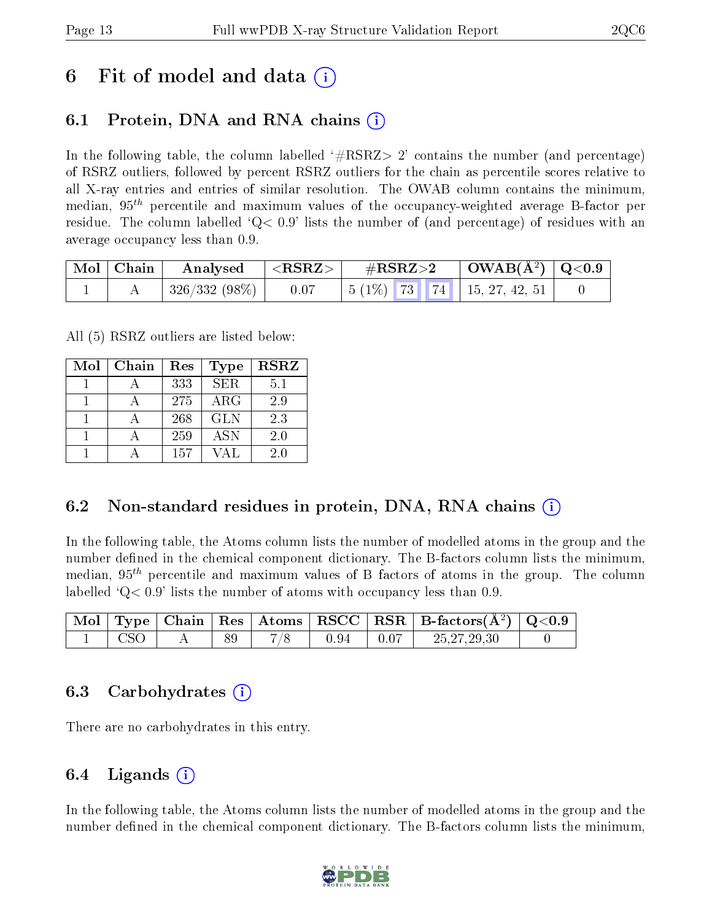# 6 Fit of model and data (i)

## 6.1 Protein, DNA and RNA chains (i)

In the following table, the column labelled '#RSRZ> 2' contains the number (and percentage) of RSRZ outliers, followed by percent RSRZ outliers for the chain as percentile scores relative to all X-ray entries and entries of similar resolution. The OWAB column contains the minimum, median, $95^{th}$ percentile and maximum values of the occupancy-weighted average B-factor per residue. The column labelled 'Q< 0.9' lists the number of (and percentage) of residues with an average occupancy less than 0.9.

| Mol | Chain | Analysed | <RSRZ> | #RSRZ>2 | | | OWAB(Å$^2$) | Q<0.9 |
|---|---|---|---|---|---|---|---|---|
| 1 | A | 326/332 (98%) | 0.07 | 5 (1%) | 73 | 74 | 15, 27, 42, 51 | 0 |

All (5) RSRZ outliers are listed below:

| Mol | Chain | Res | Type | RSRZ |
|---|---|---|---|---|
| 1 | A | 333 | SER | 5.1 |
| 1 | A | 275 | ARG | 2.9 |
| 1 | A | 268 | GLN | 2.3 |
| 1 | A | 259 | ASN | 2.0 |
| 1 | A | 157 | VAL | 2.0 |

## 6.2 Non-standard residues in protein, DNA, RNA chains (i)

In the following table, the Atoms column lists the number of modelled atoms in the group and the number defined in the chemical component dictionary. The B-factors column lists the minimum, median, $95^{th}$ percentile and maximum values of B factors of atoms in the group. The column labelled 'Q< 0.9' lists the number of atoms with occupancy less than 0.9.

| Mol | Type | Chain | Res | Atoms | RSCC | RSR | B-factors(Å$^2$) | Q<0.9 |
|---|---|---|---|---|---|---|---|---|
| 1 | CSO | A | 89 | 7/8 | 0.94 | 0.07 | 25,27,29,30 | 0 |

## 6.3 Carbohydrates (i)

There are no carbohydrates in this entry.

## 6.4 Ligands (i)

In the following table, the Atoms column lists the number of modelled atoms in the group and the number defined in the chemical component dictionary. The B-factors column lists the minimum,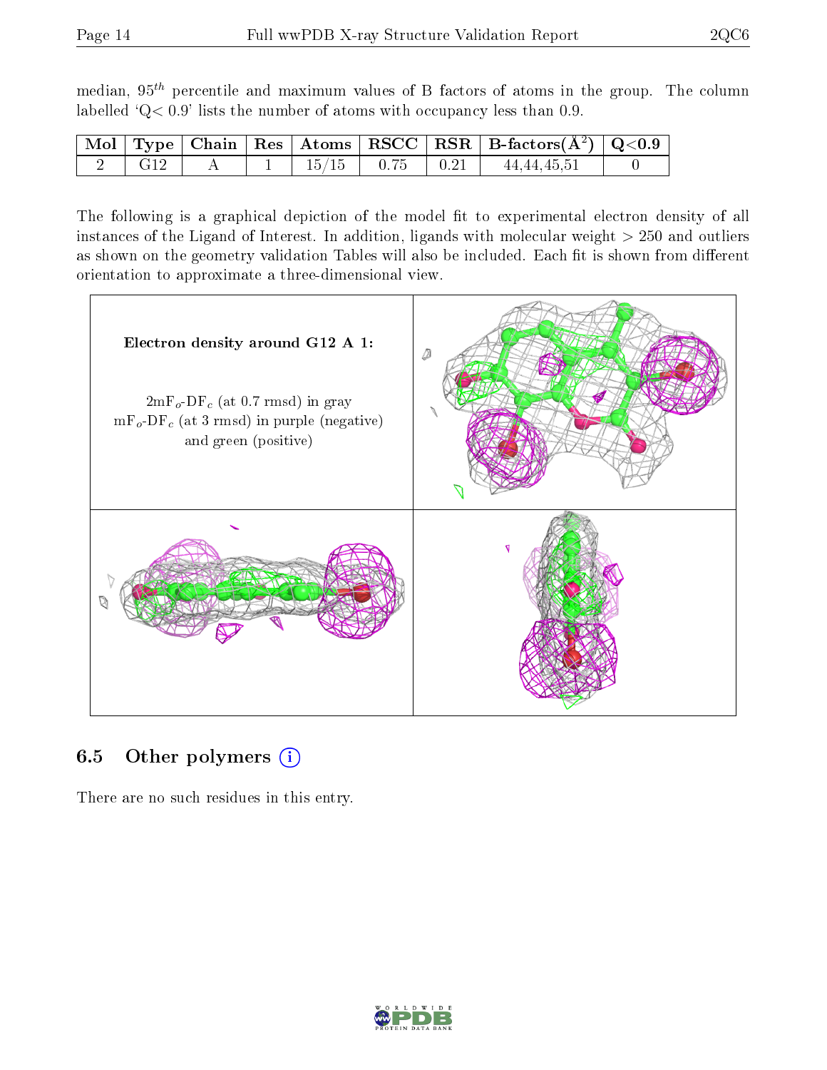median, $95^{th}$ percentile and maximum values of B factors of atoms in the group. The column labelled 'Q< 0.9' lists the number of atoms with occupancy less than 0.9.

| Mol | Type | Chain | Res | Atoms | RSCC | RSR | B-factors($Å^2$) | Q<0.9 |
|---|---|---|---|---|---|---|---|---|
| 2 | G12 | A | 1 | 15/15 | 0.75 | 0.21 | 44,44,45,51 | 0 |

The following is a graphical depiction of the model fit to experimental electron density of all instances of the Ligand of Interest. In addition, ligands with molecular weight > 250 and outliers as shown on the geometry validation Tables will also be included. Each fit is shown from different orientation to approximate a three-dimensional view.

**Electron density around G12 A 1:**

$2mF_o$-$DF_c$ (at 0.7 rmsd) in gray
$mF_o$-$DF_c$ (at 3 rmsd) in purple (negative) and green (positive)

## 6.5 Other polymers

There are no such residues in this entry.